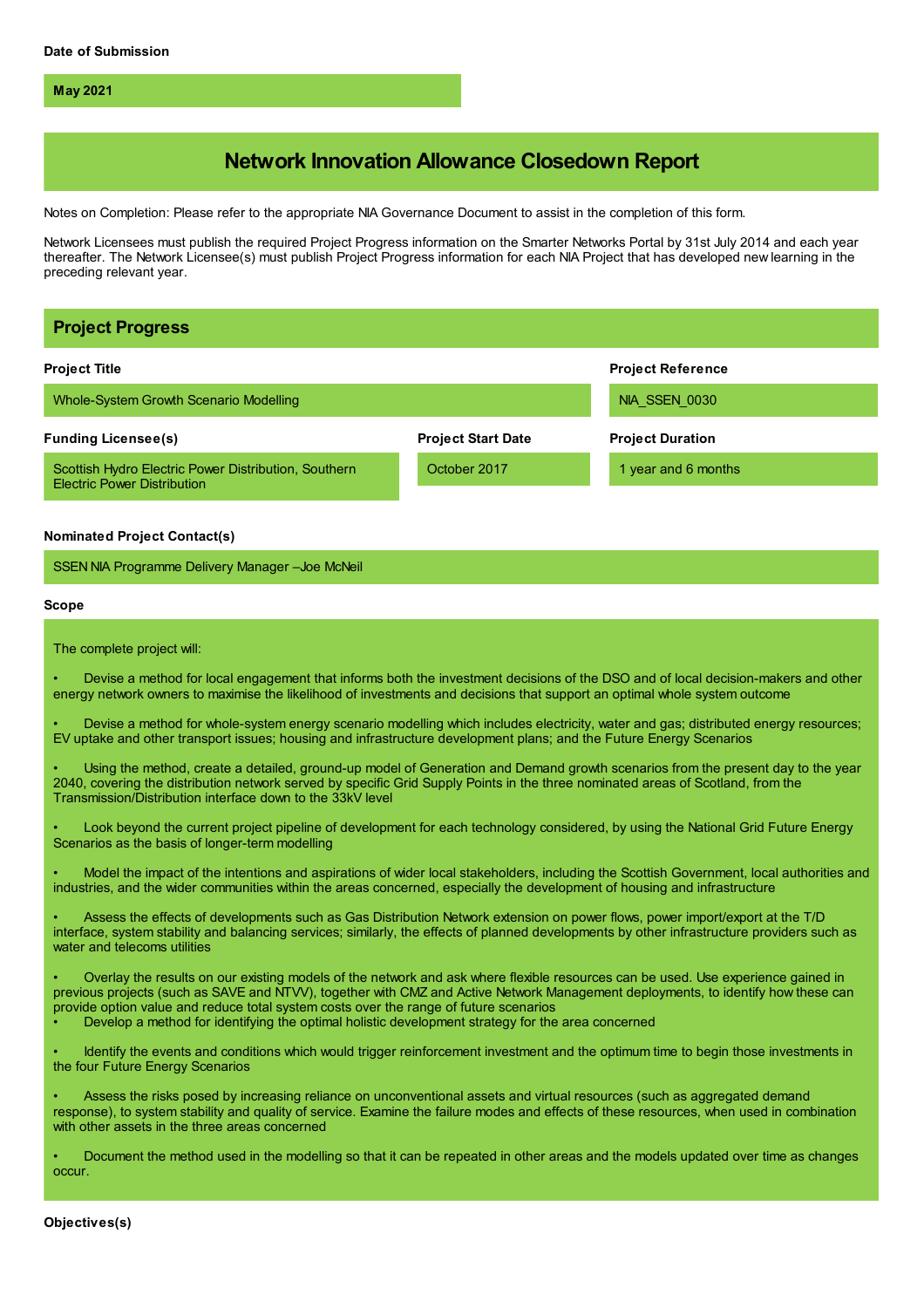**Date of Submission**

**May 2021**

# Network Innovation Allowance Closedown Report

Notes on Completion: Please refer to the appropriate NIA Governance Document to assist in the completion of this form.

Network Licensees must publish the required Project Progress information on the Smarter Networks Portal by 31st July 2014 and each year thereafter. The Network Licensee(s) must publish Project Progress information for each NIA Project that has developed new learning in the preceding relevant year.

## Project Progress

**Project Title**

Whole-System Growth Scenario Modelling

**Project Reference**

NIA_SSEN_0030

**Funding Licensee(s)**

Scottish Hydro Electric Power Distribution, Southern Electric Power Distribution

**Project Start Date**

October 2017

**Project Duration**

1 year and 6 months

**Nominated Project Contact(s)**

SSEN NIA Programme Delivery Manager –Joe McNeil

**Scope**

The complete project will:

- Devise a method for local engagement that informs both the investment decisions of the DSO and of local decision-makers and other energy network owners to maximise the likelihood of investments and decisions that support an optimal whole system outcome

- Devise a method for whole-system energy scenario modelling which includes electricity, water and gas; distributed energy resources; EV uptake and other transport issues; housing and infrastructure development plans; and the Future Energy Scenarios

- Using the method, create a detailed, ground-up model of Generation and Demand growth scenarios from the present day to the year 2040, covering the distribution network served by specific Grid Supply Points in the three nominated areas of Scotland, from the Transmission/Distribution interface down to the 33kV level

- Look beyond the current project pipeline of development for each technology considered, by using the National Grid Future Energy Scenarios as the basis of longer-term modelling

- Model the impact of the intentions and aspirations of wider local stakeholders, including the Scottish Government, local authorities and industries, and the wider communities within the areas concerned, especially the development of housing and infrastructure

- Assess the effects of developments such as Gas Distribution Network extension on power flows, power import/export at the T/D interface, system stability and balancing services; similarly, the effects of planned developments by other infrastructure providers such as water and telecoms utilities

- Overlay the results on our existing models of the network and ask where flexible resources can be used. Use experience gained in previous projects (such as SAVE and NTVV), together with CMZ and Active Network Management deployments, to identify how these can provide option value and reduce total system costs over the range of future scenarios
- Develop a method for identifying the optimal holistic development strategy for the area concerned

- Identify the events and conditions which would trigger reinforcement investment and the optimum time to begin those investments in the four Future Energy Scenarios

- Assess the risks posed by increasing reliance on unconventional assets and virtual resources (such as aggregated demand response), to system stability and quality of service. Examine the failure modes and effects of these resources, when used in combination with other assets in the three areas concerned

- Document the method used in the modelling so that it can be repeated in other areas and the models updated over time as changes occur.

**Objectives(s)**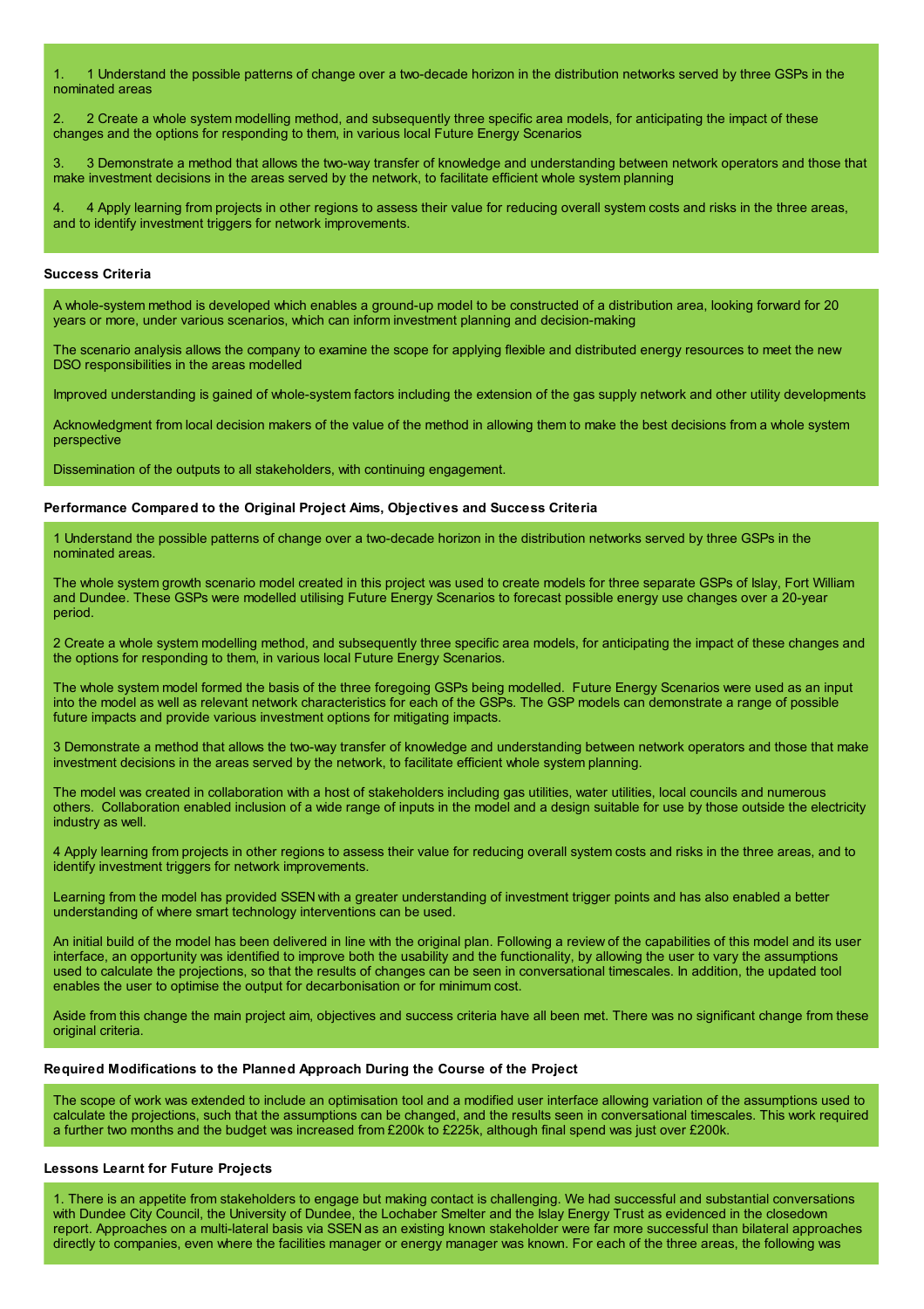1. 1 Understand the possible patterns of change over a two-decade horizon in the distribution networks served by three GSPs in the nominated areas

2. 2 Create a whole system modelling method, and subsequently three specific area models, for anticipating the impact of these changes and the options for responding to them, in various local Future Energy Scenarios

3. 3 Demonstrate a method that allows the two-way transfer of knowledge and understanding between network operators and those that make investment decisions in the areas served by the network, to facilitate efficient whole system planning

4. 4 Apply learning from projects in other regions to assess their value for reducing overall system costs and risks in the three areas, and to identify investment triggers for network improvements.

**Success Criteria**

A whole-system method is developed which enables a ground-up model to be constructed of a distribution area, looking forward for 20 years or more, under various scenarios, which can inform investment planning and decision-making

The scenario analysis allows the company to examine the scope for applying flexible and distributed energy resources to meet the new DSO responsibilities in the areas modelled

Improved understanding is gained of whole-system factors including the extension of the gas supply network and other utility developments

Acknowledgment from local decision makers of the value of the method in allowing them to make the best decisions from a whole system perspective

Dissemination of the outputs to all stakeholders, with continuing engagement.

**Performance Compared to the Original Project Aims, Objectives and Success Criteria**

1 Understand the possible patterns of change over a two-decade horizon in the distribution networks served by three GSPs in the nominated areas.

The whole system growth scenario model created in this project was used to create models for three separate GSPs of Islay, Fort William and Dundee. These GSPs were modelled utilising Future Energy Scenarios to forecast possible energy use changes over a 20-year period.

2 Create a whole system modelling method, and subsequently three specific area models, for anticipating the impact of these changes and the options for responding to them, in various local Future Energy Scenarios.

The whole system model formed the basis of the three foregoing GSPs being modelled. Future Energy Scenarios were used as an input into the model as well as relevant network characteristics for each of the GSPs. The GSP models can demonstrate a range of possible future impacts and provide various investment options for mitigating impacts.

3 Demonstrate a method that allows the two-way transfer of knowledge and understanding between network operators and those that make investment decisions in the areas served by the network, to facilitate efficient whole system planning.

The model was created in collaboration with a host of stakeholders including gas utilities, water utilities, local councils and numerous others. Collaboration enabled inclusion of a wide range of inputs in the model and a design suitable for use by those outside the electricity industry as well.

4 Apply learning from projects in other regions to assess their value for reducing overall system costs and risks in the three areas, and to identify investment triggers for network improvements.

Learning from the model has provided SSEN with a greater understanding of investment trigger points and has also enabled a better understanding of where smart technology interventions can be used.

An initial build of the model has been delivered in line with the original plan. Following a review of the capabilities of this model and its user interface, an opportunity was identified to improve both the usability and the functionality, by allowing the user to vary the assumptions used to calculate the projections, so that the results of changes can be seen in conversational timescales. In addition, the updated tool enables the user to optimise the output for decarbonisation or for minimum cost.

Aside from this change the main project aim, objectives and success criteria have all been met. There was no significant change from these original criteria.

**Required Modifications to the Planned Approach During the Course of the Project**

The scope of work was extended to include an optimisation tool and a modified user interface allowing variation of the assumptions used to calculate the projections, such that the assumptions can be changed, and the results seen in conversational timescales. This work required a further two months and the budget was increased from £200k to £225k, although final spend was just over £200k.

**Lessons Learnt for Future Projects**

1. There is an appetite from stakeholders to engage but making contact is challenging. We had successful and substantial conversations with Dundee City Council, the University of Dundee, the Lochaber Smelter and the Islay Energy Trust as evidenced in the closedown report. Approaches on a multi-lateral basis via SSEN as an existing known stakeholder were far more successful than bilateral approaches directly to companies, even where the facilities manager or energy manager was known. For each of the three areas, the following was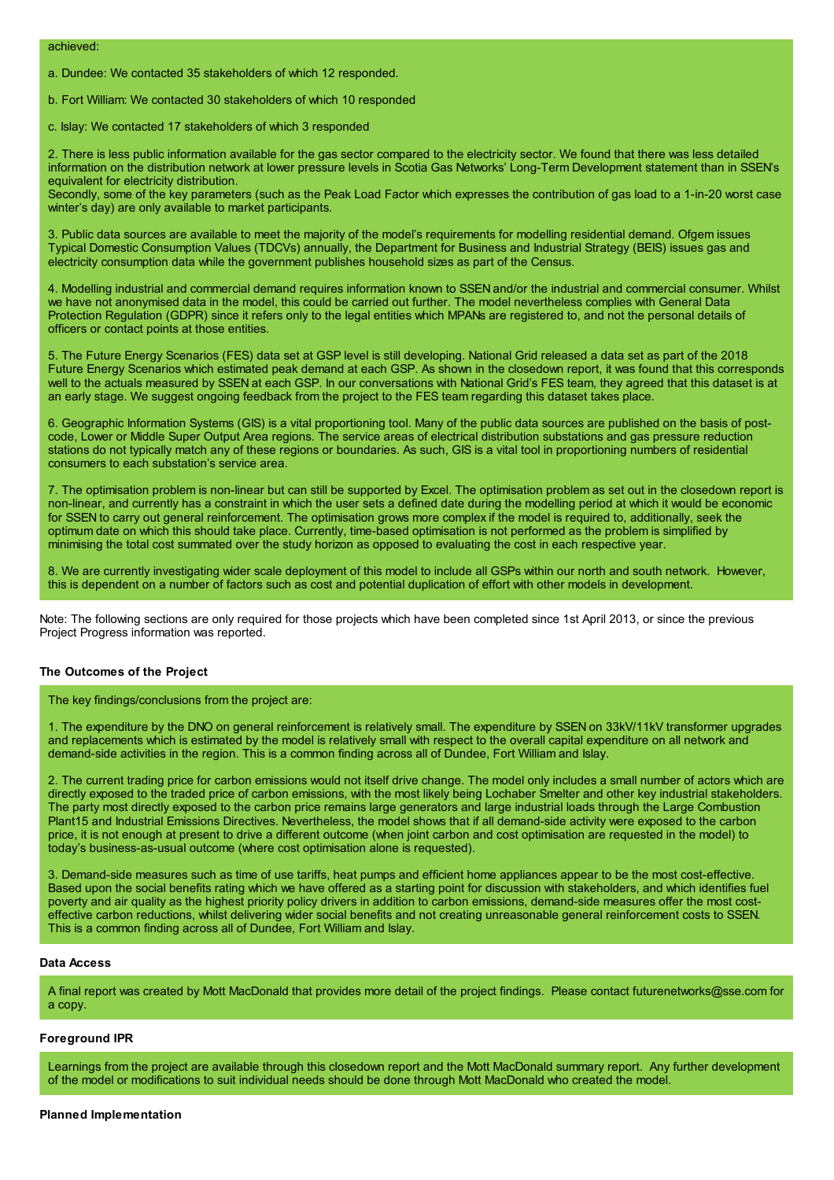achieved:

a. Dundee: We contacted 35 stakeholders of which 12 responded.

b. Fort William: We contacted 30 stakeholders of which 10 responded

c. Islay: We contacted 17 stakeholders of which 3 responded

2. There is less public information available for the gas sector compared to the electricity sector. We found that there was less detailed information on the distribution network at lower pressure levels in Scotia Gas Networks' Long-Term Development statement than in SSEN's equivalent for electricity distribution.
Secondly, some of the key parameters (such as the Peak Load Factor which expresses the contribution of gas load to a 1-in-20 worst case winter's day) are only available to market participants.

3. Public data sources are available to meet the majority of the model's requirements for modelling residential demand. Ofgem issues Typical Domestic Consumption Values (TDCVs) annually, the Department for Business and Industrial Strategy (BEIS) issues gas and electricity consumption data while the government publishes household sizes as part of the Census.

4. Modelling industrial and commercial demand requires information known to SSEN and/or the industrial and commercial consumer. Whilst we have not anonymised data in the model, this could be carried out further. The model nevertheless complies with General Data Protection Regulation (GDPR) since it refers only to the legal entities which MPANs are registered to, and not the personal details of officers or contact points at those entities.

5. The Future Energy Scenarios (FES) data set at GSP level is still developing. National Grid released a data set as part of the 2018 Future Energy Scenarios which estimated peak demand at each GSP. As shown in the closedown report, it was found that this corresponds well to the actuals measured by SSEN at each GSP. In our conversations with National Grid's FES team, they agreed that this dataset is at an early stage. We suggest ongoing feedback from the project to the FES team regarding this dataset takes place.

6. Geographic Information Systems (GIS) is a vital proportioning tool. Many of the public data sources are published on the basis of post-code, Lower or Middle Super Output Area regions. The service areas of electrical distribution substations and gas pressure reduction stations do not typically match any of these regions or boundaries. As such, GIS is a vital tool in proportioning numbers of residential consumers to each substation's service area.

7. The optimisation problem is non-linear but can still be supported by Excel. The optimisation problem as set out in the closedown report is non-linear, and currently has a constraint in which the user sets a defined date during the modelling period at which it would be economic for SSEN to carry out general reinforcement. The optimisation grows more complex if the model is required to, additionally, seek the optimum date on which this should take place. Currently, time-based optimisation is not performed as the problem is simplified by minimising the total cost summated over the study horizon as opposed to evaluating the cost in each respective year.

8. We are currently investigating wider scale deployment of this model to include all GSPs within our north and south network. However, this is dependent on a number of factors such as cost and potential duplication of effort with other models in development.

Note: The following sections are only required for those projects which have been completed since 1st April 2013, or since the previous Project Progress information was reported.

**The Outcomes of the Project**

The key findings/conclusions from the project are:

1. The expenditure by the DNO on general reinforcement is relatively small. The expenditure by SSEN on 33kV/11kV transformer upgrades and replacements which is estimated by the model is relatively small with respect to the overall capital expenditure on all network and demand-side activities in the region. This is a common finding across all of Dundee, Fort William and Islay.

2. The current trading price for carbon emissions would not itself drive change. The model only includes a small number of actors which are directly exposed to the traded price of carbon emissions, with the most likely being Lochaber Smelter and other key industrial stakeholders. The party most directly exposed to the carbon price remains large generators and large industrial loads through the Large Combustion Plant15 and Industrial Emissions Directives. Nevertheless, the model shows that if all demand-side activity were exposed to the carbon price, it is not enough at present to drive a different outcome (when joint carbon and cost optimisation are requested in the model) to today's business-as-usual outcome (where cost optimisation alone is requested).

3. Demand-side measures such as time of use tariffs, heat pumps and efficient home appliances appear to be the most cost-effective. Based upon the social benefits rating which we have offered as a starting point for discussion with stakeholders, and which identifies fuel poverty and air quality as the highest priority policy drivers in addition to carbon emissions, demand-side measures offer the most cost-effective carbon reductions, whilst delivering wider social benefits and not creating unreasonable general reinforcement costs to SSEN. This is a common finding across all of Dundee, Fort William and Islay.

**Data Access**

A final report was created by Mott MacDonald that provides more detail of the project findings. Please contact futurenetworks@sse.com for a copy.

**Foreground IPR**

Learnings from the project are available through this closedown report and the Mott MacDonald summary report. Any further development of the model or modifications to suit individual needs should be done through Mott MacDonald who created the model.

**Planned Implementation**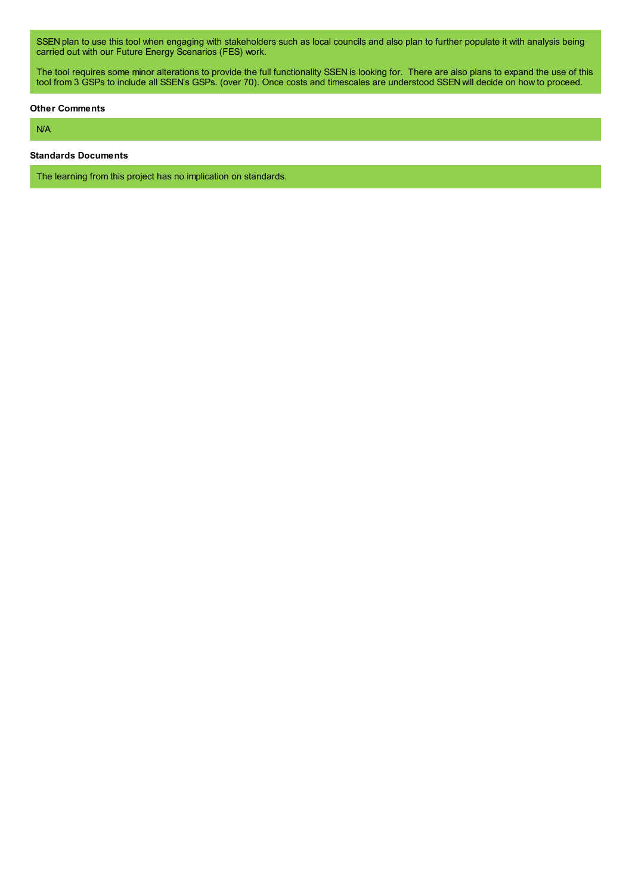SSEN plan to use this tool when engaging with stakeholders such as local councils and also plan to further populate it with analysis being carried out with our Future Energy Scenarios (FES) work.

The tool requires some minor alterations to provide the full functionality SSEN is looking for. There are also plans to expand the use of this tool from 3 GSPs to include all SSEN's GSPs. (over 70). Once costs and timescales are understood SSEN will decide on how to proceed.

**Other Comments**

N/A

**Standards Documents**

The learning from this project has no implication on standards.